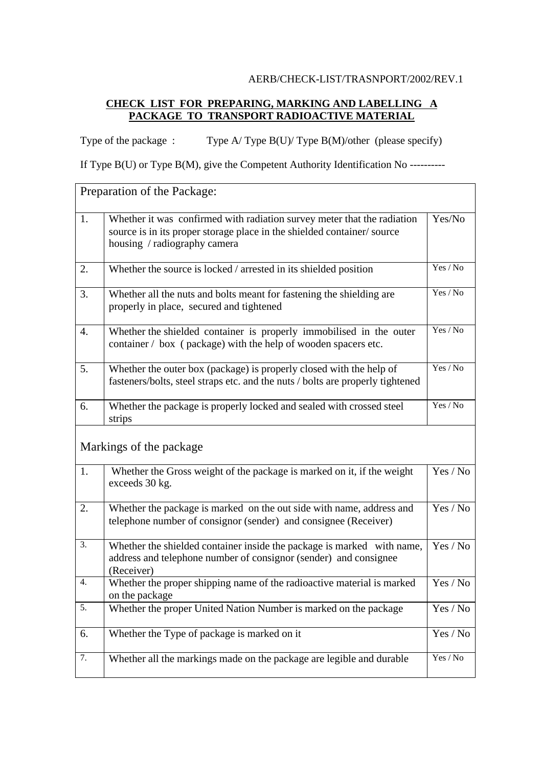AERB/CHECK-LIST/TRASNPORT/2002/REV.1

**CHECK LIST FOR PREPARING, MARKING AND LABELLING A PACKAGE TO TRANSPORT RADIOACTIVE MATERIAL**

Type of the package : Type A/ Type B(U)/ Type B(M)/other (please specify)

If Type B(U) or Type B(M), give the Competent Authority Identification No ----------

| Preparation of the Package: | | |
|---|---|---|
| 1. | Whether it was confirmed with radiation survey meter that the radiation source is in its proper storage place in the shielded container/ source housing / radiography camera | Yes/No |
| 2. | Whether the source is locked / arrested in its shielded position | Yes / No |
| 3. | Whether all the nuts and bolts meant for fastening the shielding are properly in place, secured and tightened | Yes / No |
| 4. | Whether the shielded container is properly immobilised in the outer container / box ( package) with the help of wooden spacers etc. | Yes / No |
| 5. | Whether the outer box (package) is properly closed with the help of fasteners/bolts, steel straps etc. and the nuts / bolts are properly tightened | Yes / No |
| 6. | Whether the package is properly locked and sealed with crossed steel strips | Yes / No |
| **Markings of the package** | | |
| 1. | Whether the Gross weight of the package is marked on it, if the weight exceeds 30 kg. | Yes / No |
| 2. | Whether the package is marked on the out side with name, address and telephone number of consignor (sender) and consignee (Receiver) | Yes / No |
| 3. | Whether the shielded container inside the package is marked with name, address and telephone number of consignor (sender) and consignee (Receiver) | Yes / No |
| 4. | Whether the proper shipping name of the radioactive material is marked on the package | Yes / No |
| 5. | Whether the proper United Nation Number is marked on the package | Yes / No |
| 6. | Whether the Type of package is marked on it | Yes / No |
| 7. | Whether all the markings made on the package are legible and durable | Yes / No |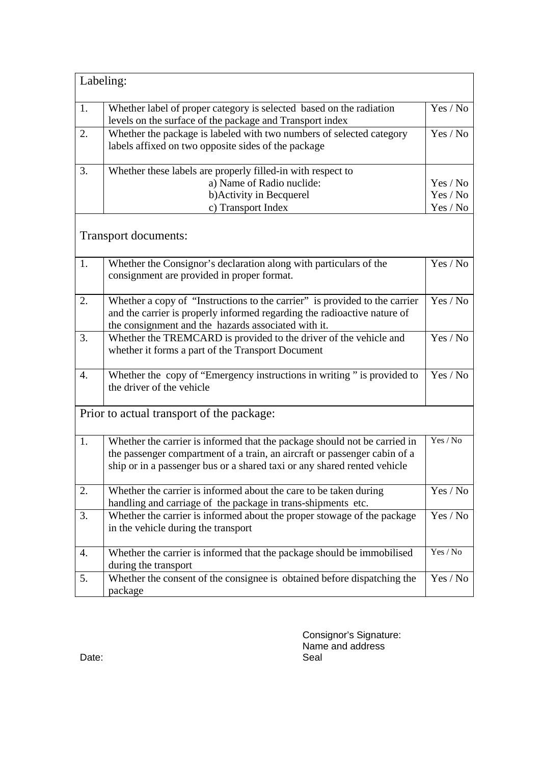| Labeling: | | |
|---|---|---|
| 1. | Whether label of proper category is selected based on the radiation levels on the surface of the package and Transport index | Yes / No |
| 2. | Whether the package is labeled with two numbers of selected category labels affixed on two opposite sides of the package | Yes / No |
| 3. | Whether these labels are properly filled-in with respect to<br>a) Name of Radio nuclide:<br>b)Activity in Becquerel<br>c) Transport Index | <br>Yes / No<br>Yes / No<br>Yes / No |
| **Transport documents:** | | |
| 1. | Whether the Consignor's declaration along with particulars of the consignment are provided in proper format. | Yes / No |
| 2. | Whether a copy of "Instructions to the carrier" is provided to the carrier and the carrier is properly informed regarding the radioactive nature of the consignment and the hazards associated with it. | Yes / No |
| 3. | Whether the TREMCARD is provided to the driver of the vehicle and whether it forms a part of the Transport Document | Yes / No |
| 4. | Whether the copy of "Emergency instructions in writing " is provided to the driver of the vehicle | Yes / No |
| **Prior to actual transport of the package:** | | |
| 1. | Whether the carrier is informed that the package should not be carried in the passenger compartment of a train, an aircraft or passenger cabin of a ship or in a passenger bus or a shared taxi or any shared rented vehicle | Yes / No |
| 2. | Whether the carrier is informed about the care to be taken during handling and carriage of the package in trans-shipments etc. | Yes / No |
| 3. | Whether the carrier is informed about the proper stowage of the package in the vehicle during the transport | Yes / No |
| 4. | Whether the carrier is informed that the package should be immobilised during the transport | Yes / No |
| 5. | Whether the consent of the consignee is obtained before dispatching the package | Yes / No |

Consignor's Signature:
Name and address
Seal

Date: